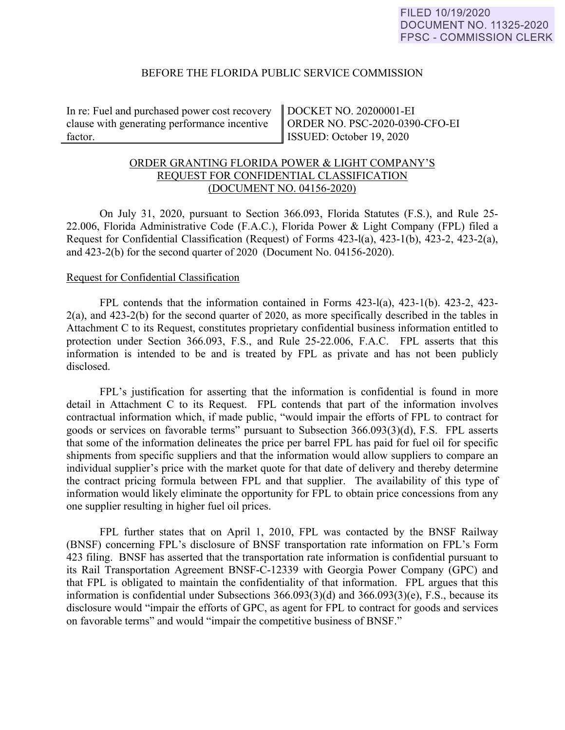FILED 10/19/2020
DOCUMENT NO. 11325-2020
FPSC - COMMISSION CLERK

BEFORE THE FLORIDA PUBLIC SERVICE COMMISSION

| In re: Fuel and purchased power cost recovery clause with generating performance incentive factor. | DOCKET NO. 20200001-EI<br>ORDER NO. PSC-2020-0390-CFO-EI<br>ISSUED: October 19, 2020 |
|---|---|

ORDER GRANTING FLORIDA POWER & LIGHT COMPANY'S REQUEST FOR CONFIDENTIAL CLASSIFICATION (DOCUMENT NO. 04156-2020)

On July 31, 2020, pursuant to Section 366.093, Florida Statutes (F.S.), and Rule 25-22.006, Florida Administrative Code (F.A.C.), Florida Power & Light Company (FPL) filed a Request for Confidential Classification (Request) of Forms 423-l(a), 423-1(b), 423-2, 423-2(a), and 423-2(b) for the second quarter of 2020 (Document No. 04156-2020).

Request for Confidential Classification

FPL contends that the information contained in Forms 423-l(a), 423-1(b). 423-2, 423-2(a), and 423-2(b) for the second quarter of 2020, as more specifically described in the tables in Attachment C to its Request, constitutes proprietary confidential business information entitled to protection under Section 366.093, F.S., and Rule 25-22.006, F.A.C. FPL asserts that this information is intended to be and is treated by FPL as private and has not been publicly disclosed.

FPL's justification for asserting that the information is confidential is found in more detail in Attachment C to its Request. FPL contends that part of the information involves contractual information which, if made public, "would impair the efforts of FPL to contract for goods or services on favorable terms" pursuant to Subsection 366.093(3)(d), F.S. FPL asserts that some of the information delineates the price per barrel FPL has paid for fuel oil for specific shipments from specific suppliers and that the information would allow suppliers to compare an individual supplier's price with the market quote for that date of delivery and thereby determine the contract pricing formula between FPL and that supplier. The availability of this type of information would likely eliminate the opportunity for FPL to obtain price concessions from any one supplier resulting in higher fuel oil prices.

FPL further states that on April 1, 2010, FPL was contacted by the BNSF Railway (BNSF) concerning FPL's disclosure of BNSF transportation rate information on FPL's Form 423 filing. BNSF has asserted that the transportation rate information is confidential pursuant to its Rail Transportation Agreement BNSF-C-12339 with Georgia Power Company (GPC) and that FPL is obligated to maintain the confidentiality of that information. FPL argues that this information is confidential under Subsections 366.093(3)(d) and 366.093(3)(e), F.S., because its disclosure would "impair the efforts of GPC, as agent for FPL to contract for goods and services on favorable terms" and would "impair the competitive business of BNSF."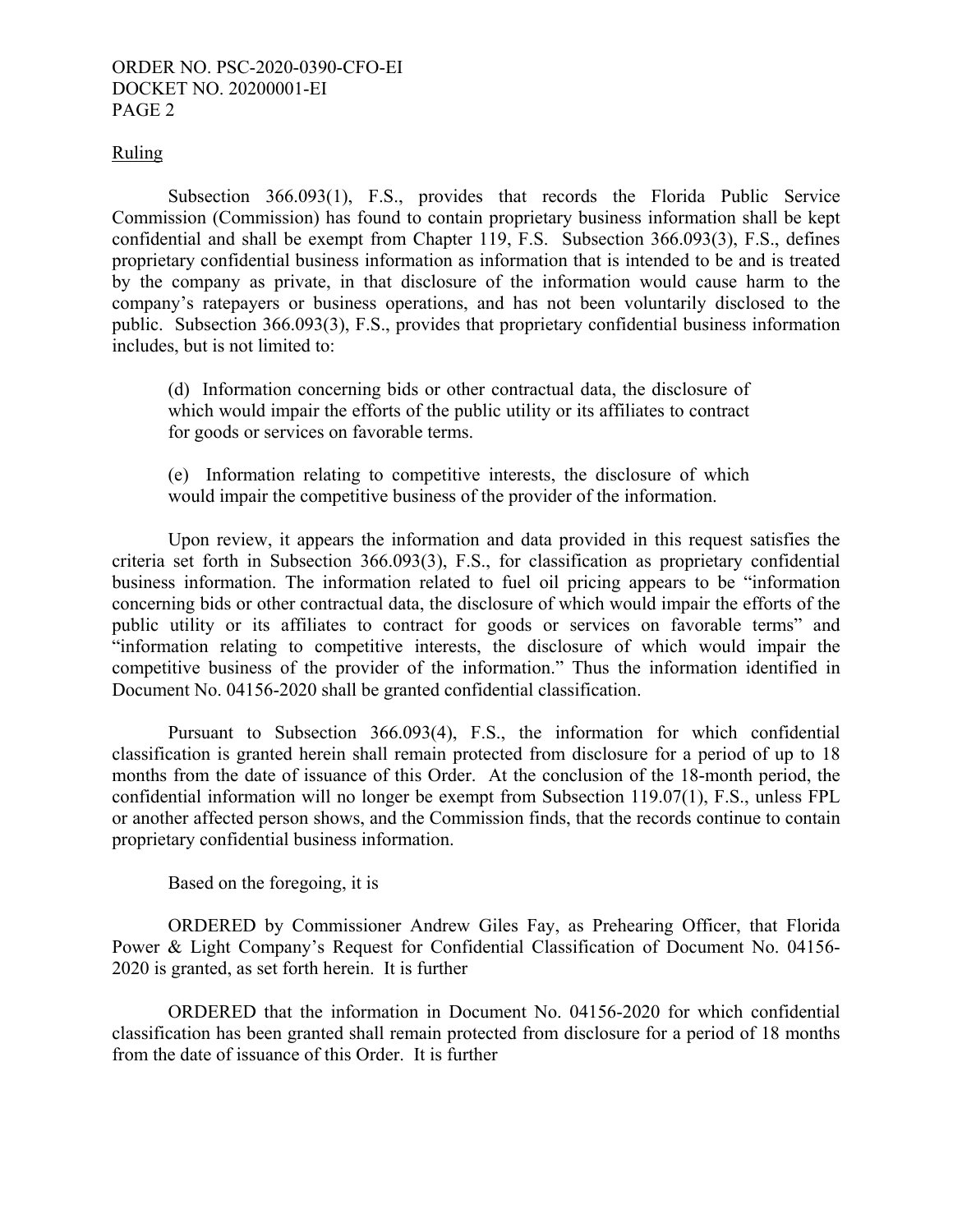Ruling

Subsection 366.093(1), F.S., provides that records the Florida Public Service Commission (Commission) has found to contain proprietary business information shall be kept confidential and shall be exempt from Chapter 119, F.S. Subsection 366.093(3), F.S., defines proprietary confidential business information as information that is intended to be and is treated by the company as private, in that disclosure of the information would cause harm to the company's ratepayers or business operations, and has not been voluntarily disclosed to the public. Subsection 366.093(3), F.S., provides that proprietary confidential business information includes, but is not limited to:

> (d) Information concerning bids or other contractual data, the disclosure of which would impair the efforts of the public utility or its affiliates to contract for goods or services on favorable terms.
>
> (e) Information relating to competitive interests, the disclosure of which would impair the competitive business of the provider of the information.

Upon review, it appears the information and data provided in this request satisfies the criteria set forth in Subsection 366.093(3), F.S., for classification as proprietary confidential business information. The information related to fuel oil pricing appears to be "information concerning bids or other contractual data, the disclosure of which would impair the efforts of the public utility or its affiliates to contract for goods or services on favorable terms" and "information relating to competitive interests, the disclosure of which would impair the competitive business of the provider of the information." Thus the information identified in Document No. 04156-2020 shall be granted confidential classification.

Pursuant to Subsection 366.093(4), F.S., the information for which confidential classification is granted herein shall remain protected from disclosure for a period of up to 18 months from the date of issuance of this Order. At the conclusion of the 18-month period, the confidential information will no longer be exempt from Subsection 119.07(1), F.S., unless FPL or another affected person shows, and the Commission finds, that the records continue to contain proprietary confidential business information.

Based on the foregoing, it is

ORDERED by Commissioner Andrew Giles Fay, as Prehearing Officer, that Florida Power & Light Company's Request for Confidential Classification of Document No. 04156-2020 is granted, as set forth herein. It is further

ORDERED that the information in Document No. 04156-2020 for which confidential classification has been granted shall remain protected from disclosure for a period of 18 months from the date of issuance of this Order. It is further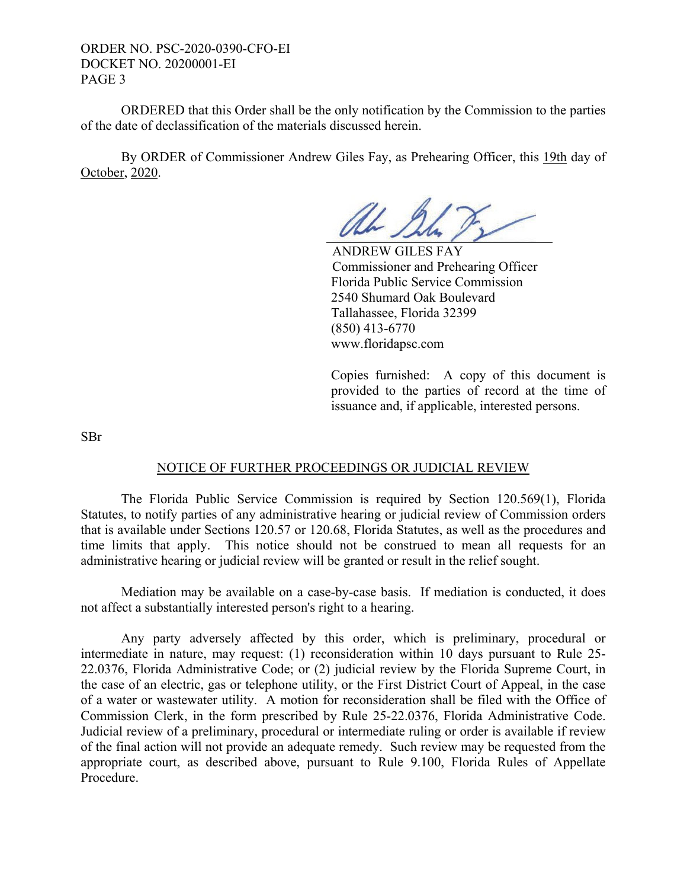ORDERED that this Order shall be the only notification by the Commission to the parties of the date of declassification of the materials discussed herein.

By ORDER of Commissioner Andrew Giles Fay, as Prehearing Officer, this 19th day of October, 2020.

ANDREW GILES FAY
Commissioner and Prehearing Officer
Florida Public Service Commission
2540 Shumard Oak Boulevard
Tallahassee, Florida 32399
(850) 413-6770
www.floridapsc.com

Copies furnished: A copy of this document is provided to the parties of record at the time of issuance and, if applicable, interested persons.

SBr

## NOTICE OF FURTHER PROCEEDINGS OR JUDICIAL REVIEW

The Florida Public Service Commission is required by Section 120.569(1), Florida Statutes, to notify parties of any administrative hearing or judicial review of Commission orders that is available under Sections 120.57 or 120.68, Florida Statutes, as well as the procedures and time limits that apply. This notice should not be construed to mean all requests for an administrative hearing or judicial review will be granted or result in the relief sought.

Mediation may be available on a case-by-case basis. If mediation is conducted, it does not affect a substantially interested person's right to a hearing.

Any party adversely affected by this order, which is preliminary, procedural or intermediate in nature, may request: (1) reconsideration within 10 days pursuant to Rule 25-22.0376, Florida Administrative Code; or (2) judicial review by the Florida Supreme Court, in the case of an electric, gas or telephone utility, or the First District Court of Appeal, in the case of a water or wastewater utility. A motion for reconsideration shall be filed with the Office of Commission Clerk, in the form prescribed by Rule 25-22.0376, Florida Administrative Code. Judicial review of a preliminary, procedural or intermediate ruling or order is available if review of the final action will not provide an adequate remedy. Such review may be requested from the appropriate court, as described above, pursuant to Rule 9.100, Florida Rules of Appellate Procedure.